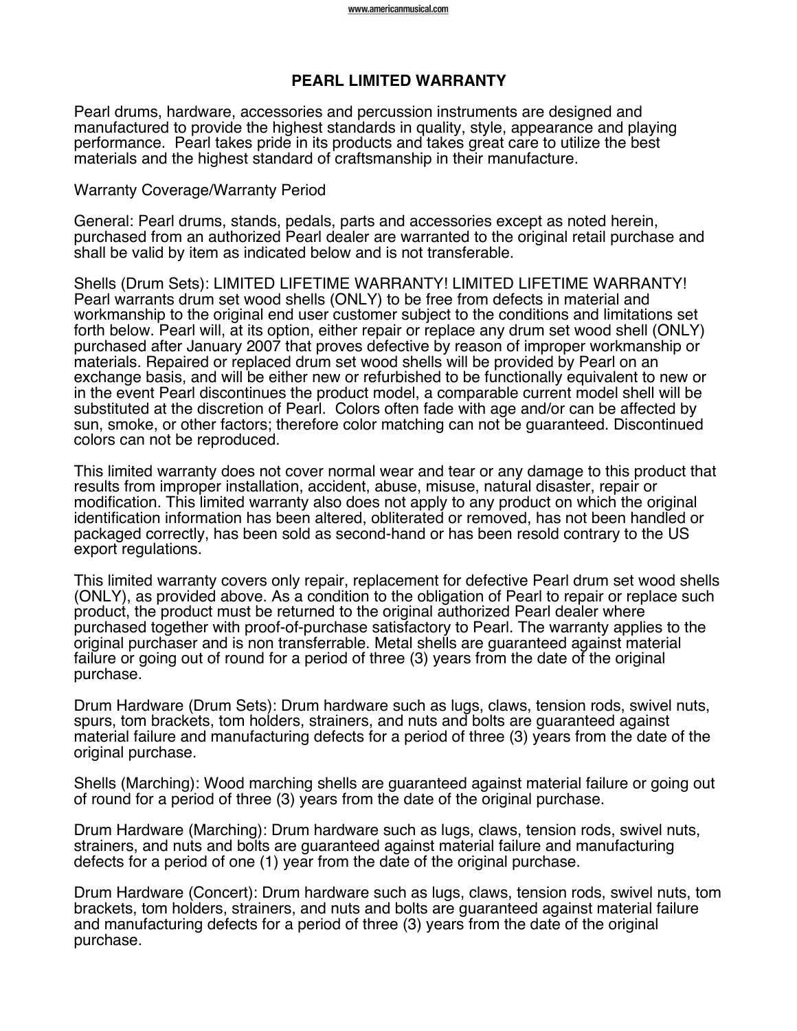# PEARL LIMITED WARRANTY

Pearl drums, hardware, accessories and percussion instruments are designed and manufactured to provide the highest standards in quality, style, appearance and playing performance. Pearl takes pride in its products and takes great care to utilize the best materials and the highest standard of craftsmanship in their manufacture.

Warranty Coverage/Warranty Period

General: Pearl drums, stands, pedals, parts and accessories except as noted herein, purchased from an authorized Pearl dealer are warranted to the original retail purchase and shall be valid by item as indicated below and is not transferable.

Shells (Drum Sets): LIMITED LIFETIME WARRANTY! LIMITED LIFETIME WARRANTY! Pearl warrants drum set wood shells (ONLY) to be free from defects in material and workmanship to the original end user customer subject to the conditions and limitations set forth below. Pearl will, at its option, either repair or replace any drum set wood shell (ONLY) purchased after January 2007 that proves defective by reason of improper workmanship or materials. Repaired or replaced drum set wood shells will be provided by Pearl on an exchange basis, and will be either new or refurbished to be functionally equivalent to new or in the event Pearl discontinues the product model, a comparable current model shell will be substituted at the discretion of Pearl. Colors often fade with age and/or can be affected by sun, smoke, or other factors; therefore color matching can not be guaranteed. Discontinued colors can not be reproduced.

This limited warranty does not cover normal wear and tear or any damage to this product that results from improper installation, accident, abuse, misuse, natural disaster, repair or modification. This limited warranty also does not apply to any product on which the original identification information has been altered, obliterated or removed, has not been handled or packaged correctly, has been sold as second-hand or has been resold contrary to the US export regulations.

This limited warranty covers only repair, replacement for defective Pearl drum set wood shells (ONLY), as provided above. As a condition to the obligation of Pearl to repair or replace such product, the product must be returned to the original authorized Pearl dealer where purchased together with proof-of-purchase satisfactory to Pearl. The warranty applies to the original purchaser and is non transferrable. Metal shells are guaranteed against material failure or going out of round for a period of three (3) years from the date of the original purchase.

Drum Hardware (Drum Sets): Drum hardware such as lugs, claws, tension rods, swivel nuts, spurs, tom brackets, tom holders, strainers, and nuts and bolts are guaranteed against material failure and manufacturing defects for a period of three (3) years from the date of the original purchase.

Shells (Marching): Wood marching shells are guaranteed against material failure or going out of round for a period of three (3) years from the date of the original purchase.

Drum Hardware (Marching): Drum hardware such as lugs, claws, tension rods, swivel nuts, strainers, and nuts and bolts are guaranteed against material failure and manufacturing defects for a period of one (1) year from the date of the original purchase.

Drum Hardware (Concert): Drum hardware such as lugs, claws, tension rods, swivel nuts, tom brackets, tom holders, strainers, and nuts and bolts are guaranteed against material failure and manufacturing defects for a period of three (3) years from the date of the original purchase.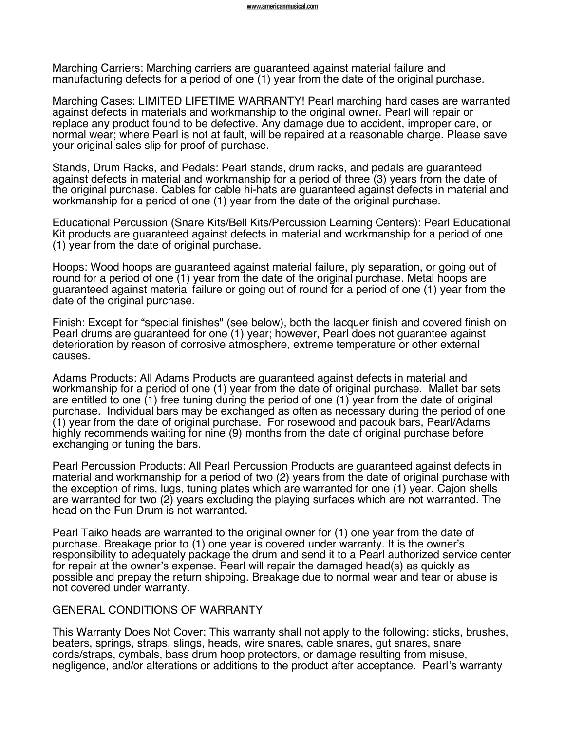Marching Carriers: Marching carriers are guaranteed against material failure and manufacturing defects for a period of one (1) year from the date of the original purchase.

Marching Cases: LIMITED LIFETIME WARRANTY! Pearl marching hard cases are warranted against defects in materials and workmanship to the original owner. Pearl will repair or replace any product found to be defective. Any damage due to accident, improper care, or normal wear; where Pearl is not at fault, will be repaired at a reasonable charge. Please save your original sales slip for proof of purchase.

Stands, Drum Racks, and Pedals: Pearl stands, drum racks, and pedals are guaranteed against defects in material and workmanship for a period of three (3) years from the date of the original purchase. Cables for cable hi-hats are guaranteed against defects in material and workmanship for a period of one (1) year from the date of the original purchase.

Educational Percussion (Snare Kits/Bell Kits/Percussion Learning Centers): Pearl Educational Kit products are guaranteed against defects in material and workmanship for a period of one (1) year from the date of original purchase.

Hoops: Wood hoops are guaranteed against material failure, ply separation, or going out of round for a period of one (1) year from the date of the original purchase. Metal hoops are guaranteed against material failure or going out of round for a period of one (1) year from the date of the original purchase.

Finish: Except for "special finishes" (see below), both the lacquer finish and covered finish on Pearl drums are guaranteed for one (1) year; however, Pearl does not guarantee against deterioration by reason of corrosive atmosphere, extreme temperature or other external causes.

Adams Products: All Adams Products are guaranteed against defects in material and workmanship for a period of one (1) year from the date of original purchase. Mallet bar sets are entitled to one (1) free tuning during the period of one (1) year from the date of original purchase. Individual bars may be exchanged as often as necessary during the period of one (1) year from the date of original purchase. For rosewood and padouk bars, Pearl/Adams highly recommends waiting for nine (9) months from the date of original purchase before exchanging or tuning the bars.

Pearl Percussion Products: All Pearl Percussion Products are guaranteed against defects in material and workmanship for a period of two (2) years from the date of original purchase with the exception of rims, lugs, tuning plates which are warranted for one (1) year. Cajon shells are warranted for two (2) years excluding the playing surfaces which are not warranted. The head on the Fun Drum is not warranted.

Pearl Taiko heads are warranted to the original owner for (1) one year from the date of purchase. Breakage prior to (1) one year is covered under warranty. It is the owner's responsibility to adequately package the drum and send it to a Pearl authorized service center for repair at the owner's expense. Pearl will repair the damaged head(s) as quickly as possible and prepay the return shipping. Breakage due to normal wear and tear or abuse is not covered under warranty.

## GENERAL CONDITIONS OF WARRANTY

This Warranty Does Not Cover: This warranty shall not apply to the following: sticks, brushes, beaters, springs, straps, slings, heads, wire snares, cable snares, gut snares, snare cords/straps, cymbals, bass drum hoop protectors, or damage resulting from misuse, negligence, and/or alterations or additions to the product after acceptance. Pearl's warranty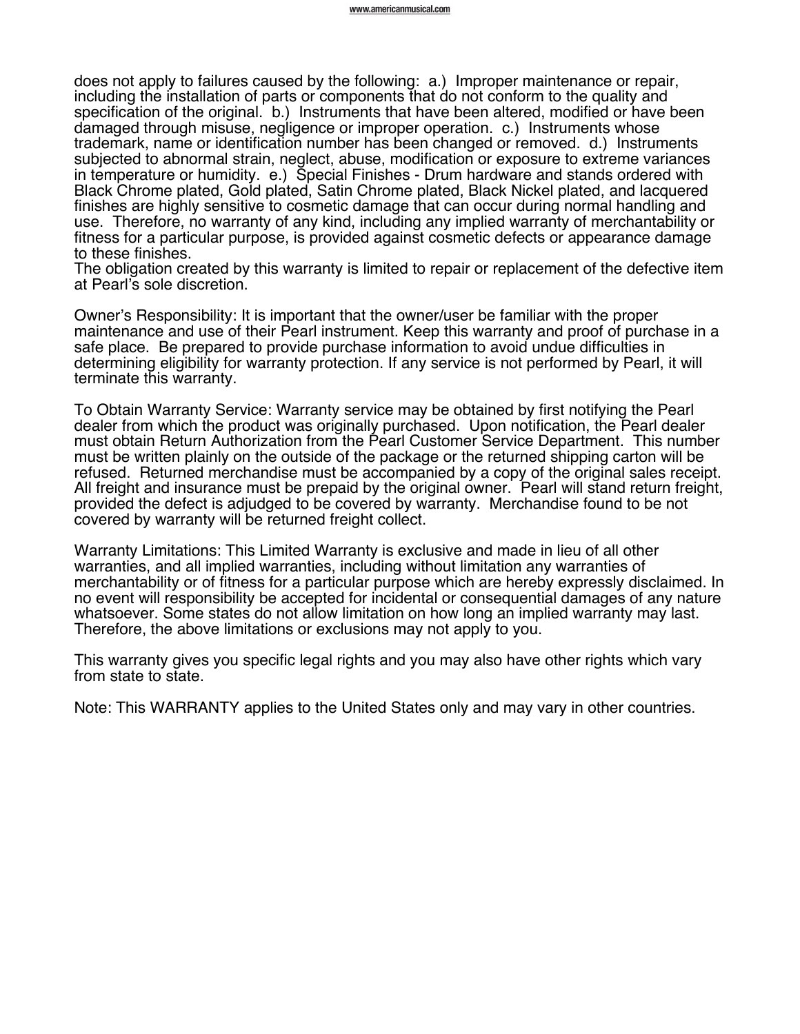does not apply to failures caused by the following: a.) Improper maintenance or repair, including the installation of parts or components that do not conform to the quality and specification of the original. b.) Instruments that have been altered, modified or have been damaged through misuse, negligence or improper operation. c.) Instruments whose trademark, name or identification number has been changed or removed. d.) Instruments subjected to abnormal strain, neglect, abuse, modification or exposure to extreme variances in temperature or humidity. e.) Special Finishes - Drum hardware and stands ordered with Black Chrome plated, Gold plated, Satin Chrome plated, Black Nickel plated, and lacquered finishes are highly sensitive to cosmetic damage that can occur during normal handling and use. Therefore, no warranty of any kind, including any implied warranty of merchantability or fitness for a particular purpose, is provided against cosmetic defects or appearance damage to these finishes.
The obligation created by this warranty is limited to repair or replacement of the defective item at Pearl's sole discretion.

Owner's Responsibility: It is important that the owner/user be familiar with the proper maintenance and use of their Pearl instrument. Keep this warranty and proof of purchase in a safe place. Be prepared to provide purchase information to avoid undue difficulties in determining eligibility for warranty protection. If any service is not performed by Pearl, it will terminate this warranty.

To Obtain Warranty Service: Warranty service may be obtained by first notifying the Pearl dealer from which the product was originally purchased. Upon notification, the Pearl dealer must obtain Return Authorization from the Pearl Customer Service Department. This number must be written plainly on the outside of the package or the returned shipping carton will be refused. Returned merchandise must be accompanied by a copy of the original sales receipt. All freight and insurance must be prepaid by the original owner. Pearl will stand return freight, provided the defect is adjudged to be covered by warranty. Merchandise found to be not covered by warranty will be returned freight collect.

Warranty Limitations: This Limited Warranty is exclusive and made in lieu of all other warranties, and all implied warranties, including without limitation any warranties of merchantability or of fitness for a particular purpose which are hereby expressly disclaimed. In no event will responsibility be accepted for incidental or consequential damages of any nature whatsoever. Some states do not allow limitation on how long an implied warranty may last. Therefore, the above limitations or exclusions may not apply to you.

This warranty gives you specific legal rights and you may also have other rights which vary from state to state.

Note: This WARRANTY applies to the United States only and may vary in other countries.